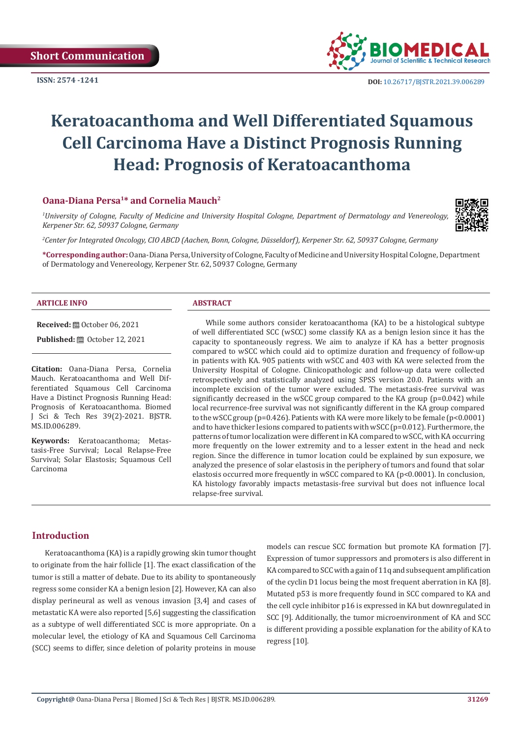Short Communication

ISSN: 2574 -1241

DOI: 10.26717/BJSTR.2021.39.006289

# Keratoacanthoma and Well Differentiated Squamous Cell Carcinoma Have a Distinct Prognosis Running Head: Prognosis of Keratoacanthoma

**Oana-Diana Persa[1]* and Cornelia Mauch[2]**

*[1]University of Cologne, Faculty of Medicine and University Hospital Cologne, Department of Dermatology and Venereology, Kerpener Str. 62, 50937 Cologne, Germany*

*[2]Center for Integrated Oncology, CIO ABCD (Aachen, Bonn, Cologne, Düsseldorf), Kerpener Str. 62, 50937 Cologne, Germany*

**\*Corresponding author:** Oana-Diana Persa, University of Cologne, Faculty of Medicine and University Hospital Cologne, Department of Dermatology and Venereology, Kerpener Str. 62, 50937 Cologne, Germany

## ARTICLE INFO

**Received:** October 06, 2021

**Published:** October 12, 2021

**Citation:** Oana-Diana Persa, Cornelia Mauch. Keratoacanthoma and Well Differentiated Squamous Cell Carcinoma Have a Distinct Prognosis Running Head: Prognosis of Keratoacanthoma. Biomed J Sci & Tech Res 39(2)-2021. BJSTR. MS.ID.006289.

**Keywords:** Keratoacanthoma; Metastasis-Free Survival; Local Relapse-Free Survival; Solar Elastosis; Squamous Cell Carcinoma

## ABSTRACT

While some authors consider keratoacanthoma (KA) to be a histological subtype of well differentiated SCC (wSCC) some classify KA as a benign lesion since it has the capacity to spontaneously regress. We aim to analyze if KA has a better prognosis compared to wSCC which could aid to optimize duration and frequency of follow-up in patients with KA. 905 patients with wSCC and 403 with KA were selected from the University Hospital of Cologne. Clinicopathologic and follow-up data were collected retrospectively and statistically analyzed using SPSS version 20.0. Patients with an incomplete excision of the tumor were excluded. The metastasis-free survival was significantly decreased in the wSCC group compared to the KA group ($p=0.042$) while local recurrence-free survival was not significantly different in the KA group compared to the wSCC group ($p=0.426$). Patients with KA were more likely to be female ($p<0.0001$) and to have thicker lesions compared to patients with wSCC ($p=0.012$). Furthermore, the patterns of tumor localization were different in KA compared to wSCC, with KA occurring more frequently on the lower extremity and to a lesser extent in the head and neck region. Since the difference in tumor location could be explained by sun exposure, we analyzed the presence of solar elastosis in the periphery of tumors and found that solar elastosis occurred more frequently in wSCC compared to KA ($p<0.0001$). In conclusion, KA histology favorably impacts metastasis-free survival but does not influence local relapse-free survival.

## Introduction

Keratoacanthoma (KA) is a rapidly growing skin tumor thought to originate from the hair follicle [1]. The exact classification of the tumor is still a matter of debate. Due to its ability to spontaneously regress some consider KA a benign lesion [2]. However, KA can also display perineural as well as venous invasion [3,4] and cases of metastatic KA were also reported [5,6] suggesting the classification as a subtype of well differentiated SCC is more appropriate. On a molecular level, the etiology of KA and Squamous Cell Carcinoma (SCC) seems to differ, since deletion of polarity proteins in mouse models can rescue SCC formation but promote KA formation [7]. Expression of tumor suppressors and promoters is also different in KA compared to SCC with a gain of 11q and subsequent amplification of the cyclin D1 locus being the most frequent aberration in KA [8]. Mutated p53 is more frequently found in SCC compared to KA and the cell cycle inhibitor p16 is expressed in KA but downregulated in SCC [9]. Additionally, the tumor microenvironment of KA and SCC is different providing a possible explanation for the ability of KA to regress [10].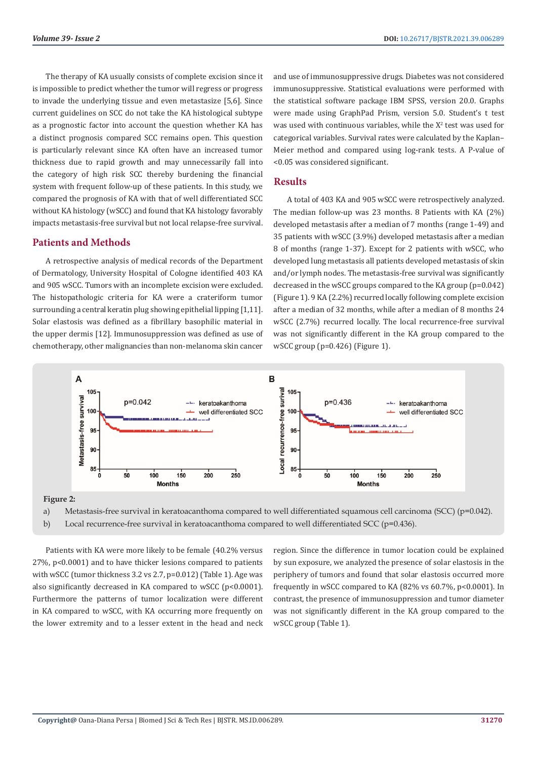The therapy of KA usually consists of complete excision since it is impossible to predict whether the tumor will regress or progress to invade the underlying tissue and even metastasize [5,6]. Since current guidelines on SCC do not take the KA histological subtype as a prognostic factor into account the question whether KA has a distinct prognosis compared SCC remains open. This question is particularly relevant since KA often have an increased tumor thickness due to rapid growth and may unnecessarily fall into the category of high risk SCC thereby burdening the financial system with frequent follow-up of these patients. In this study, we compared the prognosis of KA with that of well differentiated SCC without KA histology (wSCC) and found that KA histology favorably impacts metastasis-free survival but not local relapse-free survival.

## Patients and Methods

A retrospective analysis of medical records of the Department of Dermatology, University Hospital of Cologne identified 403 KA and 905 wSCC. Tumors with an incomplete excision were excluded. The histopathologic criteria for KA were a crateriform tumor surrounding a central keratin plug showing epithelial lipping [1,11]. Solar elastosis was defined as a fibrillary basophilic material in the upper dermis [12]. Immunosuppression was defined as use of chemotherapy, other malignancies than non-melanoma skin cancer and use of immunosuppressive drugs. Diabetes was not considered immunosuppressive. Statistical evaluations were performed with the statistical software package IBM SPSS, version 20.0. Graphs were made using GraphPad Prism, version 5.0. Student's t test was used with continuous variables, while the $X^2$ test was used for categorical variables. Survival rates were calculated by the Kaplan–Meier method and compared using log-rank tests. A P-value of <0.05 was considered significant.

## Results

A total of 403 KA and 905 wSCC were retrospectively analyzed. The median follow-up was 23 months. 8 Patients with KA (2%) developed metastasis after a median of 7 months (range 1-49) and 35 patients with wSCC (3.9%) developed metastasis after a median 8 of months (range 1-37). Except for 2 patients with wSCC, who developed lung metastasis all patients developed metastasis of skin and/or lymph nodes. The metastasis-free survival was significantly decreased in the wSCC groups compared to the KA group (p=0.042) (Figure 1). 9 KA (2.2%) recurred locally following complete excision after a median of 32 months, while after a median of 8 months 24 wSCC (2.7%) recurred locally. The local recurrence-free survival was not significantly different in the KA group compared to the wSCC group (p=0.426) (Figure 1).

**Figure 2:**

a) Metastasis-free survival in keratoacanthoma compared to well differentiated squamous cell carcinoma (SCC) (p=0.042).

b) Local recurrence-free survival in keratoacanthoma compared to well differentiated SCC (p=0.436).

Patients with KA were more likely to be female (40.2% versus 27%, p<0.0001) and to have thicker lesions compared to patients with wSCC (tumor thickness 3.2 vs 2.7, p=0.012) (Table 1). Age was also significantly decreased in KA compared to wSCC (p<0.0001). Furthermore the patterns of tumor localization were different in KA compared to wSCC, with KA occurring more frequently on the lower extremity and to a lesser extent in the head and neck region. Since the difference in tumor location could be explained by sun exposure, we analyzed the presence of solar elastosis in the periphery of tumors and found that solar elastosis occurred more frequently in wSCC compared to KA (82% vs 60.7%, p<0.0001). In contrast, the presence of immunosuppression and tumor diameter was not significantly different in the KA group compared to the wSCC group (Table 1).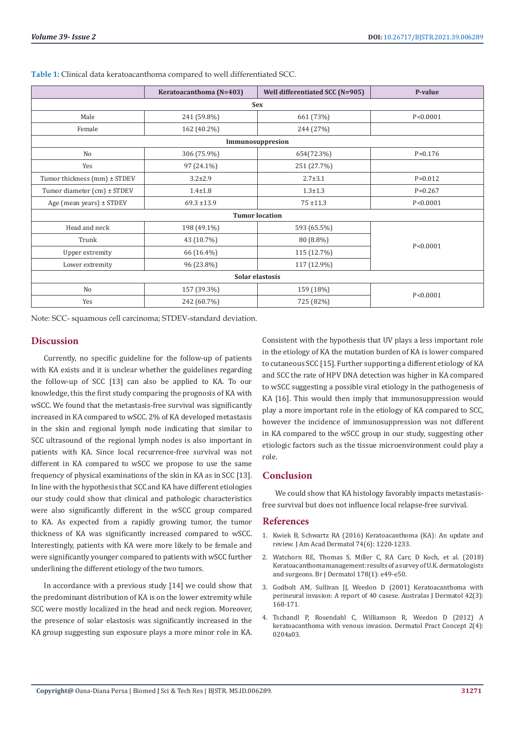**Table 1:** Clinical data keratoacanthoma compared to well differentiated SCC.

| | Keratoacanthoma (N=403) | Well differentiated SCC (N=905) | P-value |
|---|---|---|---|
| **Sex** | | | |
| Male | 241 (59.8%) | 661 (73%) | P<0.0001 |
| Female | 162 (40.2%) | 244 (27%) | |
| **Immunosuppresion** | | | |
| No | 306 (75.9%) | 654(72.3%) | P=0.176 |
| Yes | 97 (24.1%) | 251 (27.7%) | |
| Tumor thickness (mm) ± STDEV | 3.2±2.9 | 2.7±3.1 | P=0.012 |
| Tumor diameter (cm) ± STDEV | 1.4±1.8 | 1.3±1.3 | P=0.267 |
| Age (mean years) ± STDEV | 69.3 ±13.9 | 75 ±11.3 | P<0.0001 |
| **Tumor location** | | | |
| Head and neck | 198 (49.1%) | 593 (65.5%) | P<0.0001 |
| Trunk | 43 (10.7%) | 80 (8.8%) | |
| Upper extremity | 66 (16.4%) | 115 (12.7%) | |
| Lower extremity | 96 (23.8%) | 117 (12.9%) | |
| **Solar elastosis** | | | |
| No | 157 (39.3%) | 159 (18%) | P<0.0001 |
| Yes | 242 (60.7%) | 725 (82%) | |

Note: SCC- squamous cell carcinoma; STDEV-standard deviation.

## Discussion

Currently, no specific guideline for the follow-up of patients with KA exists and it is unclear whether the guidelines regarding the follow-up of SCC [13] can also be applied to KA. To our knowledge, this the first study comparing the prognosis of KA with wSCC. We found that the metastasis-free survival was significantly increased in KA compared to wSCC. 2% of KA developed metastasis in the skin and regional lymph node indicating that similar to SCC ultrasound of the regional lymph nodes is also important in patients with KA. Since local recurrence-free survival was not different in KA compared to wSCC we propose to use the same frequency of physical examinations of the skin in KA as in SCC [13]. In line with the hypothesis that SCC and KA have different etiologies our study could show that clinical and pathologic characteristics were also significantly different in the wSCC group compared to KA. As expected from a rapidly growing tumor, the tumor thickness of KA was significantly increased compared to wSCC. Interestingly, patients with KA were more likely to be female and were significantly younger compared to patients with wSCC further underlining the different etiology of the two tumors.

In accordance with a previous study [14] we could show that the predominant distribution of KA is on the lower extremity while SCC were mostly localized in the head and neck region. Moreover, the presence of solar elastosis was significantly increased in the KA group suggesting sun exposure plays a more minor role in KA. Consistent with the hypothesis that UV plays a less important role in the etiology of KA the mutation burden of KA is lower compared to cutaneous SCC [15]. Further supporting a different etiology of KA and SCC the rate of HPV DNA detection was higher in KA compared to wSCC suggesting a possible viral etiology in the pathogenesis of KA [16]. This would then imply that immunosuppression would play a more important role in the etiology of KA compared to SCC, however the incidence of immunosuppression was not different in KA compared to the wSCC group in our study, suggesting other etiologic factors such as the tissue microenvironment could play a role.

## Conclusion

We could show that KA histology favorably impacts metastasis-free survival but does not influence local relapse-free survival.

## References

1. Kwiek B, Schwartz RA (2016) Keratoacanthoma (KA): An update and review. J Am Acad Dermatol 74(6): 1220-1233.
2. Watchorn RE, Thomas S, Miller C, RA Carr, D Koch, et al. (2018) Keratoacanthoma management: results of a survey of U.K. dermatologists and surgeons. Br J Dermatol 178(1): e49-e50.
3. Godbolt AM, Sullivan JJ, Weedon D (2001) Keratoacanthoma with perineural invasion: A report of 40 casese. Australas J Dermatol 42(3): 168-171.
4. Tschandl P, Rosendahl C, Williamson R, Weedon D (2012) A keratoacanthoma with venous invasion. Dermatol Pract Concept 2(4): 0204a03.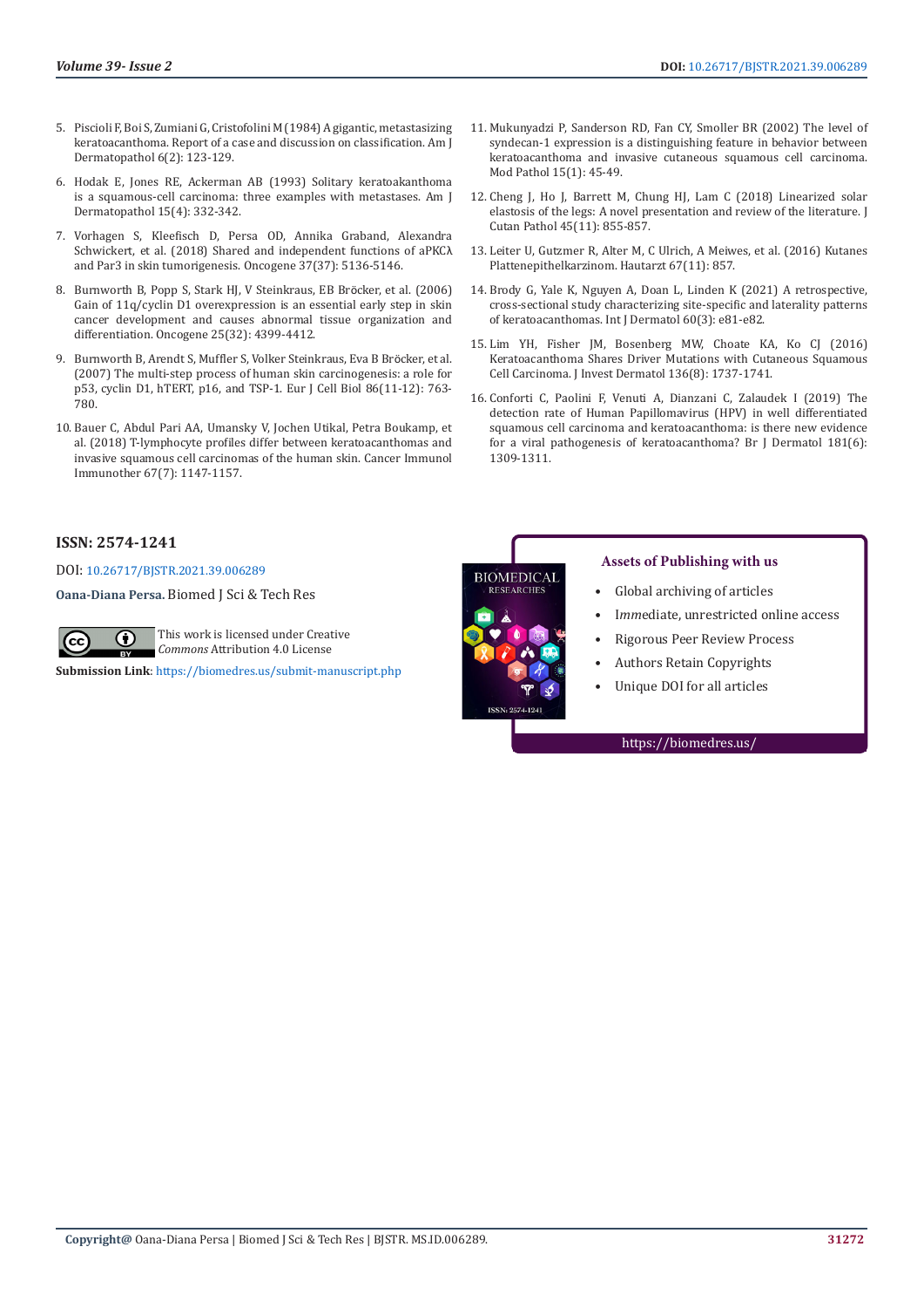5. Piscioli F, Boi S, Zumiani G, Cristofolini M (1984) A gigantic, metastasizing keratoacanthoma. Report of a case and discussion on classification. Am J Dermatopathol 6(2): 123-129.
6. Hodak E, Jones RE, Ackerman AB (1993) Solitary keratoakanthoma is a squamous-cell carcinoma: three examples with metastases. Am J Dermatopathol 15(4): 332-342.
7. Vorhagen S, Kleefisch D, Persa OD, Annika Graband, Alexandra Schwickert, et al. (2018) Shared and independent functions of aPKCλ and Par3 in skin tumorigenesis. Oncogene 37(37): 5136-5146.
8. Burnworth B, Popp S, Stark HJ, V Steinkraus, EB Bröcker, et al. (2006) Gain of 11q/cyclin D1 overexpression is an essential early step in skin cancer development and causes abnormal tissue organization and differentiation. Oncogene 25(32): 4399-4412.
9. Burnworth B, Arendt S, Muffler S, Volker Steinkraus, Eva B Bröcker, et al. (2007) The multi-step process of human skin carcinogenesis: a role for p53, cyclin D1, hTERT, p16, and TSP-1. Eur J Cell Biol 86(11-12): 763-780.
10. Bauer C, Abdul Pari AA, Umansky V, Jochen Utikal, Petra Boukamp, et al. (2018) T-lymphocyte profiles differ between keratoacanthomas and invasive squamous cell carcinomas of the human skin. Cancer Immunol Immunother 67(7): 1147-1157.
11. Mukunyadzi P, Sanderson RD, Fan CY, Smoller BR (2002) The level of syndecan-1 expression is a distinguishing feature in behavior between keratoacanthoma and invasive cutaneous squamous cell carcinoma. Mod Pathol 15(1): 45-49.
12. Cheng J, Ho J, Barrett M, Chung HJ, Lam C (2018) Linearized solar elastosis of the legs: A novel presentation and review of the literature. J Cutan Pathol 45(11): 855-857.
13. Leiter U, Gutzmer R, Alter M, C Ulrich, A Meiwes, et al. (2016) Kutanes Plattenepithelkarzinom. Hautarzt 67(11): 857.
14. Brody G, Yale K, Nguyen A, Doan L, Linden K (2021) A retrospective, cross-sectional study characterizing site-specific and laterality patterns of keratoacanthomas. Int J Dermatol 60(3): e81-e82.
15. Lim YH, Fisher JM, Bosenberg MW, Choate KA, Ko CJ (2016) Keratoacanthoma Shares Driver Mutations with Cutaneous Squamous Cell Carcinoma. J Invest Dermatol 136(8): 1737-1741.
16. Conforti C, Paolini F, Venuti A, Dianzani C, Zalaudek I (2019) The detection rate of Human Papillomavirus (HPV) in well differentiated squamous cell carcinoma and keratoacanthoma: is there new evidence for a viral pathogenesis of keratoacanthoma? Br J Dermatol 181(6): 1309-1311.

**ISSN: 2574-1241**

DOI: 10.26717/BJSTR.2021.39.006289

**Oana-Diana Persa.** Biomed J Sci & Tech Res

This work is licensed under Creative *Commons* Attribution 4.0 License

**Submission Link**: https://biomedres.us/submit-manuscript.php

**Assets of Publishing with us**

- Global archiving of articles
- Immediate, unrestricted online access
- Rigorous Peer Review Process
- Authors Retain Copyrights
- Unique DOI for all articles

https://biomedres.us/